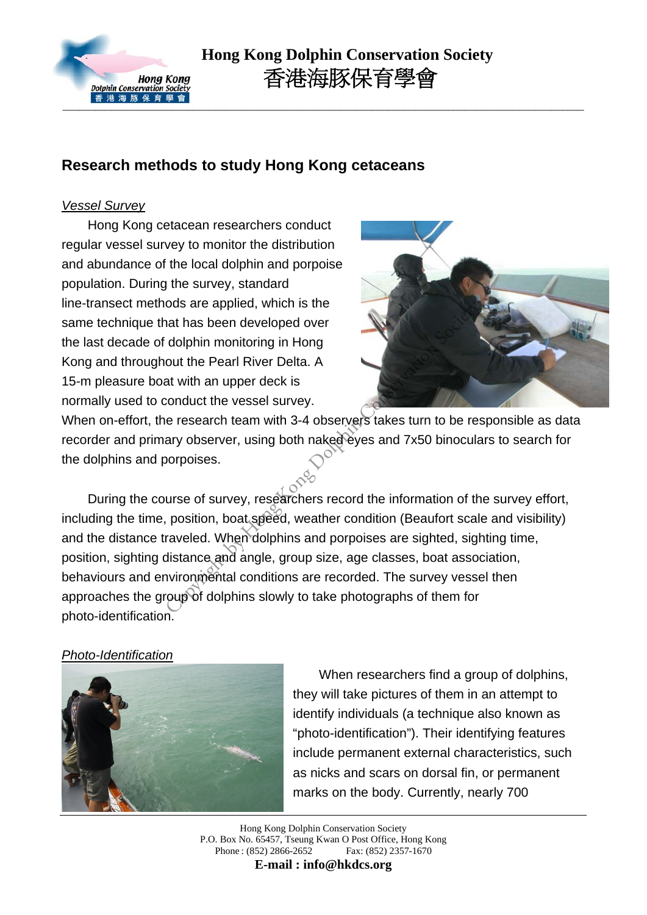# Research methods to study Hong Kong cetaceans

## *Vessel Survey*

Hong Kong cetacean researchers conduct regular vessel survey to monitor the distribution and abundance of the local dolphin and porpoise population. During the survey, standard line-transect methods are applied, which is the same technique that has been developed over the last decade of dolphin monitoring in Hong Kong and throughout the Pearl River Delta. A 15-m pleasure boat with an upper deck is normally used to conduct the vessel survey. When on-effort, the research team with 3-4 observers takes turn to be responsible as data recorder and primary observer, using both naked eyes and 7x50 binoculars to search for the dolphins and porpoises.

During the course of survey, researchers record the information of the survey effort, including the time, position, boat speed, weather condition (Beaufort scale and visibility) and the distance traveled. When dolphins and porpoises are sighted, sighting time, position, sighting distance and angle, group size, age classes, boat association, behaviours and environmental conditions are recorded. The survey vessel then approaches the group of dolphins slowly to take photographs of them for photo-identification.

## *Photo-Identification*

When researchers find a group of dolphins, they will take pictures of them in an attempt to identify individuals (a technique also known as "photo-identification"). Their identifying features include permanent external characteristics, such as nicks and scars on dorsal fin, or permanent marks on the body. Currently, nearly 700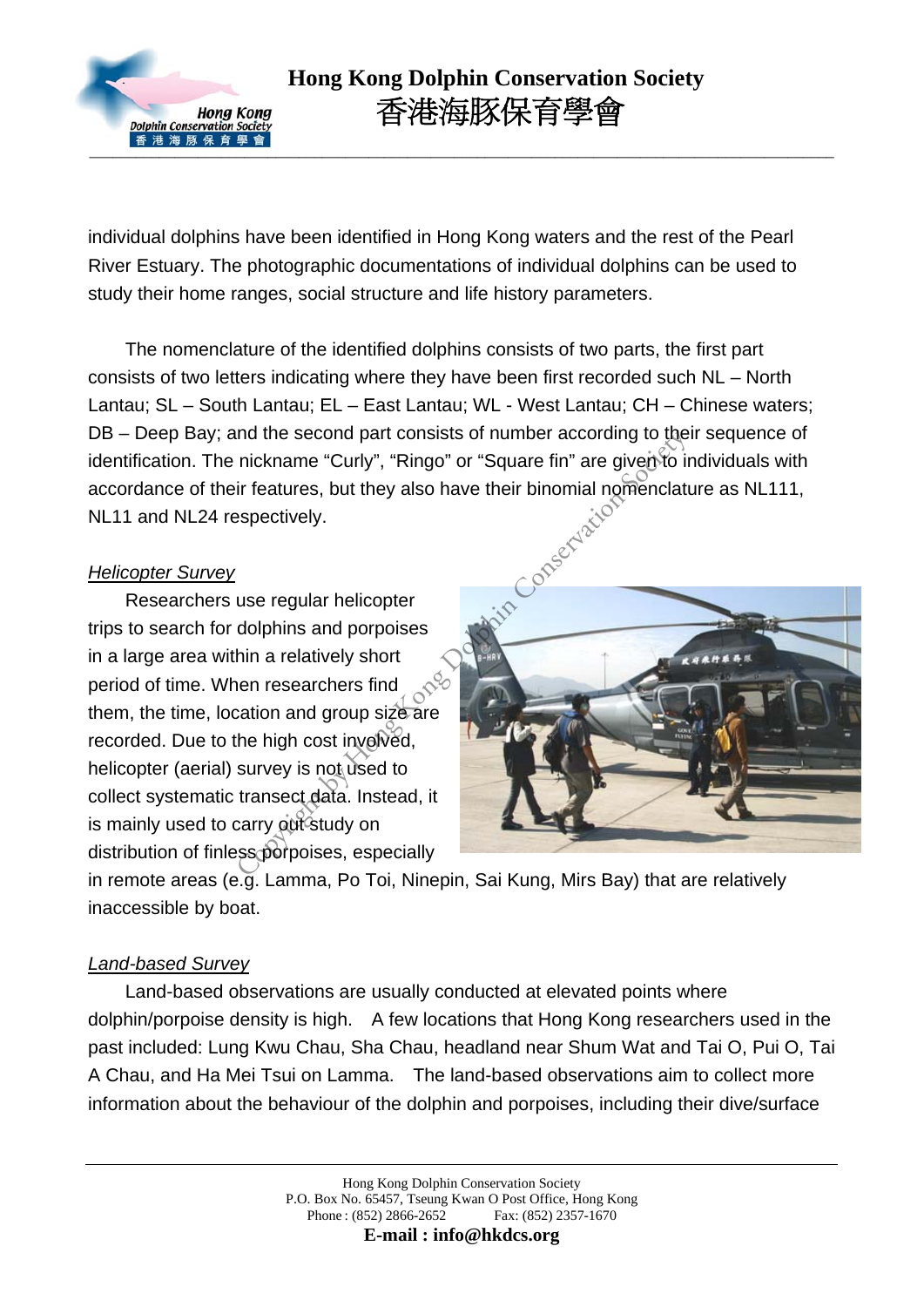individual dolphins have been identified in Hong Kong waters and the rest of the Pearl River Estuary. The photographic documentations of individual dolphins can be used to study their home ranges, social structure and life history parameters.

The nomenclature of the identified dolphins consists of two parts, the first part consists of two letters indicating where they have been first recorded such NL – North Lantau; SL – South Lantau; EL – East Lantau; WL - West Lantau; CH – Chinese waters; DB – Deep Bay; and the second part consists of number according to their sequence of identification. The nickname “Curly”, “Ringo” or “Square fin” are given to individuals with accordance of their features, but they also have their binomial nomenclature as NL111, NL11 and NL24 respectively.

*Helicopter Survey*

Researchers use regular helicopter trips to search for dolphins and porpoises in a large area within a relatively short period of time. When researchers find them, the time, location and group size are recorded. Due to the high cost involved, helicopter (aerial) survey is not used to collect systematic transect data. Instead, it is mainly used to carry out study on distribution of finless porpoises, especially in remote areas (e.g. Lamma, Po Toi, Ninepin, Sai Kung, Mirs Bay) that are relatively inaccessible by boat.

*Land-based Survey*

Land-based observations are usually conducted at elevated points where dolphin/porpoise density is high. A few locations that Hong Kong researchers used in the past included: Lung Kwu Chau, Sha Chau, headland near Shum Wat and Tai O, Pui O, Tai A Chau, and Ha Mei Tsui on Lamma. The land-based observations aim to collect more information about the behaviour of the dolphin and porpoises, including their dive/surface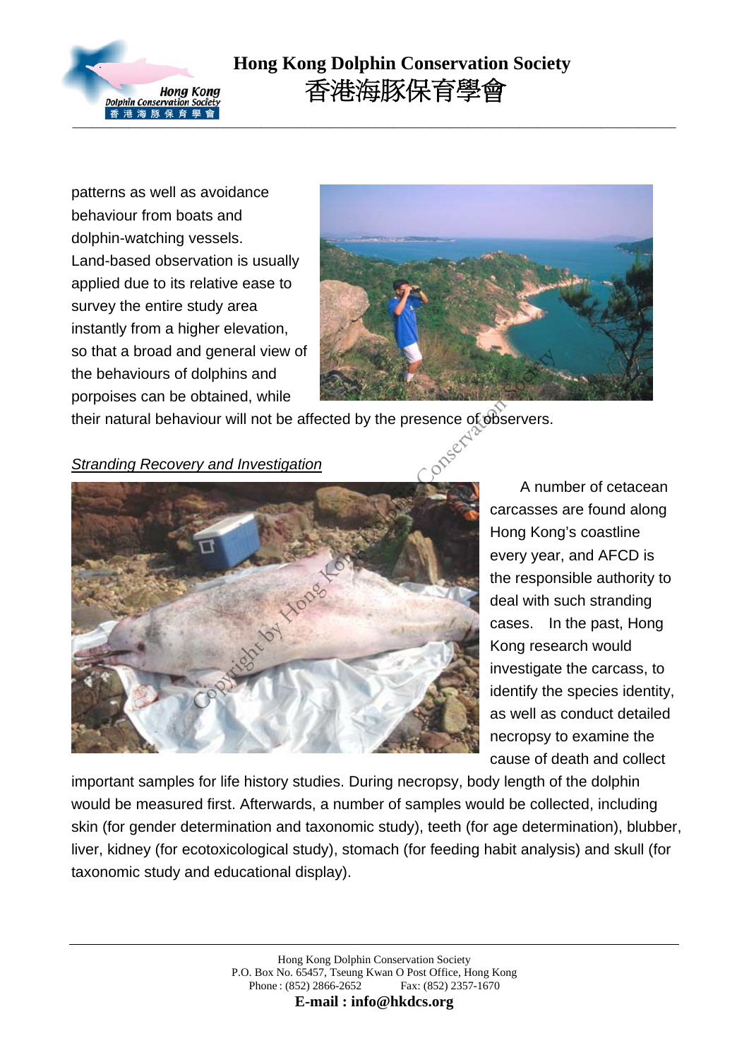patterns as well as avoidance behaviour from boats and dolphin-watching vessels. Land-based observation is usually applied due to its relative ease to survey the entire study area instantly from a higher elevation, so that a broad and general view of the behaviours of dolphins and porpoises can be obtained, while their natural behaviour will not be affected by the presence of observers.

*Stranding Recovery and Investigation*

A number of cetacean carcasses are found along Hong Kong's coastline every year, and AFCD is the responsible authority to deal with such stranding cases. In the past, Hong Kong research would investigate the carcass, to identify the species identity, as well as conduct detailed necropsy to examine the cause of death and collect important samples for life history studies. During necropsy, body length of the dolphin would be measured first. Afterwards, a number of samples would be collected, including skin (for gender determination and taxonomic study), teeth (for age determination), blubber, liver, kidney (for ecotoxicological study), stomach (for feeding habit analysis) and skull (for taxonomic study and educational display).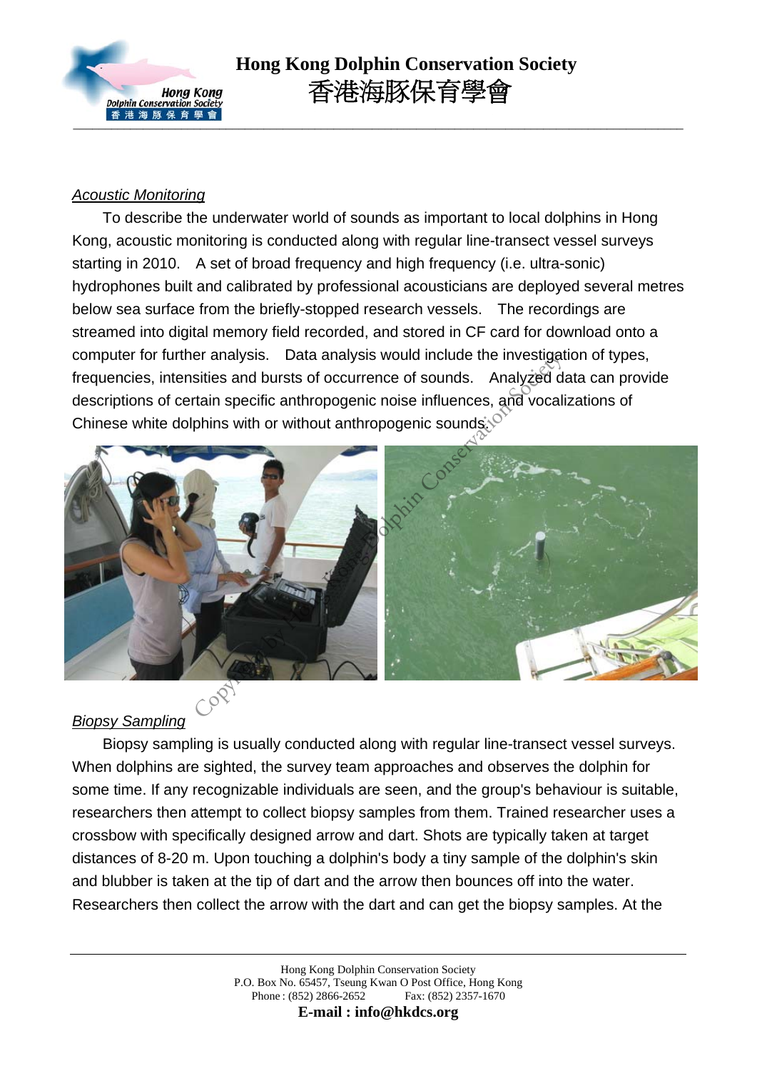*Acoustic Monitoring*

To describe the underwater world of sounds as important to local dolphins in Hong Kong, acoustic monitoring is conducted along with regular line-transect vessel surveys starting in 2010. A set of broad frequency and high frequency (i.e. ultra-sonic) hydrophones built and calibrated by professional acousticians are deployed several metres below sea surface from the briefly-stopped research vessels. The recordings are streamed into digital memory field recorded, and stored in CF card for download onto a computer for further analysis. Data analysis would include the investigation of types, frequencies, intensities and bursts of occurrence of sounds. Analyzed data can provide descriptions of certain specific anthropogenic noise influences, and vocalizations of Chinese white dolphins with or without anthropogenic sounds.

*Biopsy Sampling*

Biopsy sampling is usually conducted along with regular line-transect vessel surveys. When dolphins are sighted, the survey team approaches and observes the dolphin for some time. If any recognizable individuals are seen, and the group's behaviour is suitable, researchers then attempt to collect biopsy samples from them. Trained researcher uses a crossbow with specifically designed arrow and dart. Shots are typically taken at target distances of 8-20 m. Upon touching a dolphin's body a tiny sample of the dolphin's skin and blubber is taken at the tip of dart and the arrow then bounces off into the water. Researchers then collect the arrow with the dart and can get the biopsy samples. At the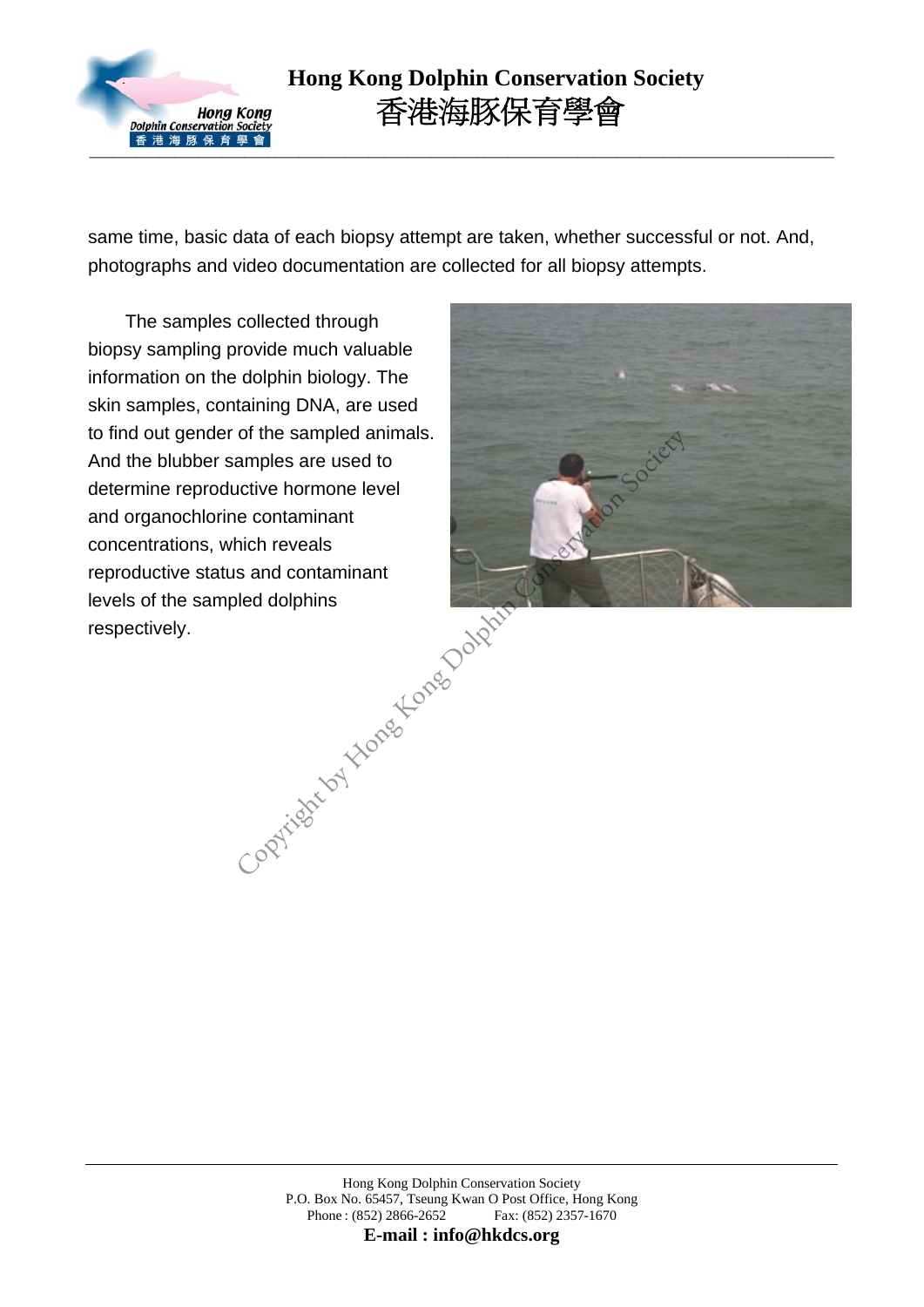same time, basic data of each biopsy attempt are taken, whether successful or not. And, photographs and video documentation are collected for all biopsy attempts.

The samples collected through biopsy sampling provide much valuable information on the dolphin biology. The skin samples, containing DNA, are used to find out gender of the sampled animals. And the blubber samples are used to determine reproductive hormone level and organochlorine contaminant concentrations, which reveals reproductive status and contaminant levels of the sampled dolphins respectively.